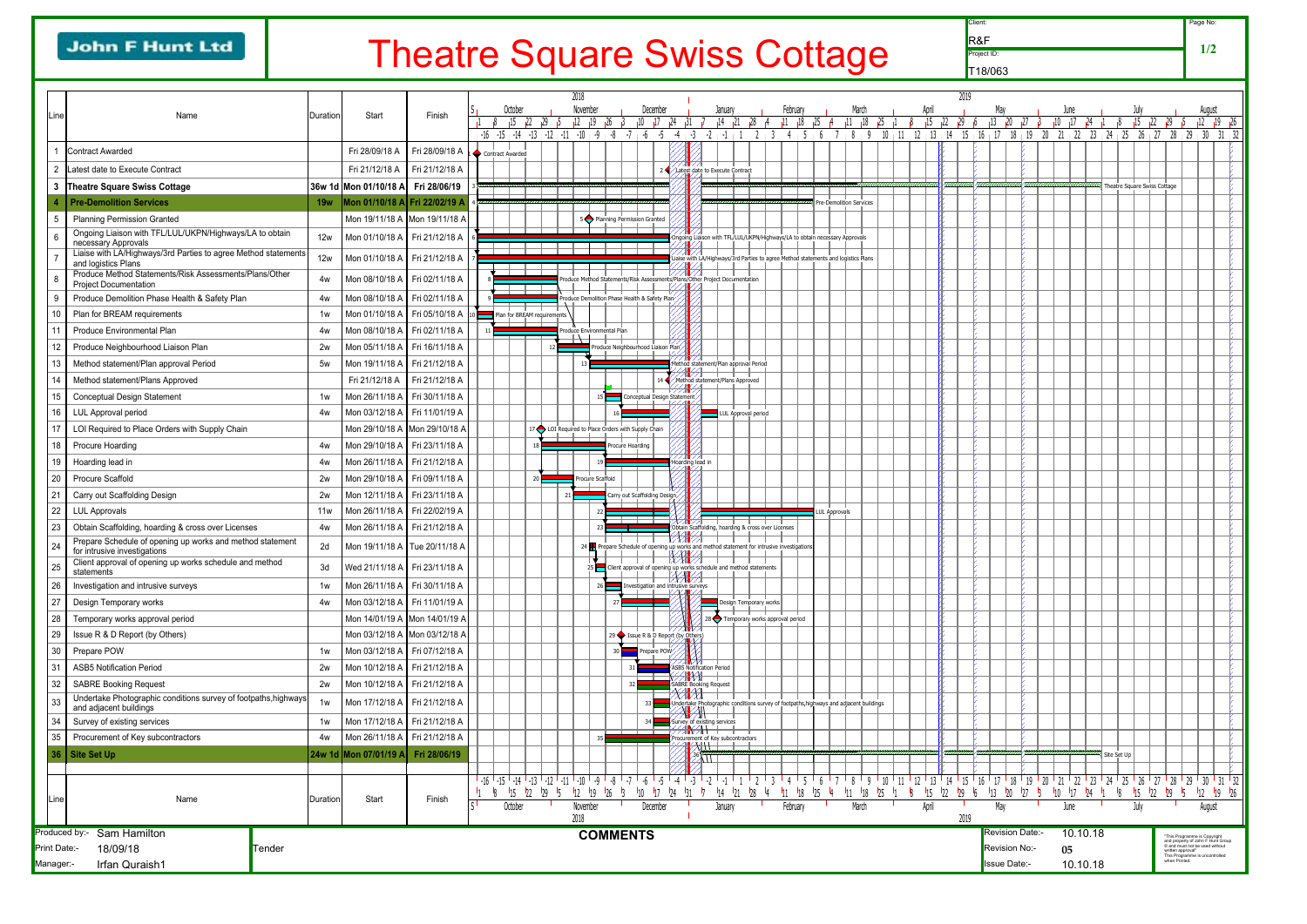# Theatre Square Swiss Cottage

**John F Hunt Ltd**

Client: R&F
Project ID: T18/063
Page No: 1/2

| Line | Name | Duration | Start | Finish |
|---|---|---|---|---|
| 1 | Contract Awarded | | Fri 28/09/18 A | Fri 28/09/18 A |
| 2 | Latest date to Execute Contract | | Fri 21/12/18 A | Fri 21/12/18 A |
| 3 | **Theatre Square Swiss Cottage** | **36w 1d** | **Mon 01/10/18 A** | **Fri 28/06/19** |
| 4 | **Pre-Demolition Services** | **19w** | **Mon 01/10/18 A** | **Fri 22/02/19 A** |
| 5 | Planning Permission Granted | | Mon 19/11/18 A | Mon 19/11/18 A |
| 6 | Ongoing Liaison with TFL/LUL/UKPN/Highways/LA to obtain necessary Approvals | 12w | Mon 01/10/18 A | Fri 21/12/18 A |
| 7 | Liaise with LA/Highways/3rd Parties to agree Method statements and logistics Plans | 12w | Mon 01/10/18 A | Fri 21/12/18 A |
| 8 | Produce Method Statements/Risk Assessments/Plans/Other Project Documentation | 4w | Mon 08/10/18 A | Fri 02/11/18 A |
| 9 | Produce Demolition Phase Health & Safety Plan | 4w | Mon 08/10/18 A | Fri 02/11/18 A |
| 10 | Plan for BREAM requirements | 1w | Mon 01/10/18 A | Fri 05/10/18 A |
| 11 | Produce Environmental Plan | 4w | Mon 08/10/18 A | Fri 02/11/18 A |
| 12 | Produce Neighbourhood Liaison Plan | 2w | Mon 05/11/18 A | Fri 16/11/18 A |
| 13 | Method statement/Plan approval Period | 5w | Mon 19/11/18 A | Fri 21/12/18 A |
| 14 | Method statement/Plans Approved | | Fri 21/12/18 A | Fri 21/12/18 A |
| 15 | Conceptual Design Statement | 1w | Mon 26/11/18 A | Fri 30/11/18 A |
| 16 | LUL Approval period | 4w | Mon 03/12/18 A | Fri 11/01/19 A |
| 17 | LOI Required to Place Orders with Supply Chain | | Mon 29/10/18 A | Mon 29/10/18 A |
| 18 | Procure Hoarding | 4w | Mon 29/10/18 A | Fri 23/11/18 A |
| 19 | Hoarding lead in | 4w | Mon 26/11/18 A | Fri 21/12/18 A |
| 20 | Procure Scaffold | 2w | Mon 29/10/18 A | Fri 09/11/18 A |
| 21 | Carry out Scaffolding Design | 2w | Mon 12/11/18 A | Fri 23/11/18 A |
| 22 | LUL Approvals | 11w | Mon 26/11/18 A | Fri 22/02/19 A |
| 23 | Obtain Scaffolding, hoarding & cross over Licenses | 4w | Mon 26/11/18 A | Fri 21/12/18 A |
| 24 | Prepare Schedule of opening up works and method statement for intrusive investigations | 2d | Mon 19/11/18 A | Tue 20/11/18 A |
| 25 | Client approval of opening up works schedule and method statements | 3d | Wed 21/11/18 A | Fri 23/11/18 A |
| 26 | Investigation and intrusive surveys | 1w | Mon 26/11/18 A | Fri 30/11/18 A |
| 27 | Design Temporary works | 4w | Mon 03/12/18 A | Fri 11/01/19 A |
| 28 | Temporary works approval period | | Mon 14/01/19 A | Mon 14/01/19 A |
| 29 | Issue R & D Report (by Others) | | Mon 03/12/18 A | Mon 03/12/18 A |
| 30 | Prepare POW | 1w | Mon 03/12/18 A | Fri 07/12/18 A |
| 31 | ASB5 Notification Period | 2w | Mon 10/12/18 A | Fri 21/12/18 A |
| 32 | SABRE Booking Request | 2w | Mon 10/12/18 A | Fri 21/12/18 A |
| 33 | Undertake Photographic conditions survey of footpaths,highways and adjacent buildings | 1w | Mon 17/12/18 A | Fri 21/12/18 A |
| 34 | Survey of existing services | 1w | Mon 17/12/18 A | Fri 21/12/18 A |
| 35 | Procurement of Key subcontractors | 4w | Mon 26/11/18 A | Fri 21/12/18 A |
| 36 | **Site Set Up** | **24w 1d** | **Mon 07/01/19 A** | **Fri 28/06/19** |

**COMMENTS**

Produced by:- Sam Hamilton
Print Date:- 18/09/18 Tender
Manager:- Irfan Quraish1

Revision Date:- 10.10.18
Revision No:- 05
Issue Date:- 10.10.18

"This Programme is Copyright and property of John F Hunt Group © and must not be used without written approval" This Programme is uncontrolled when Printed.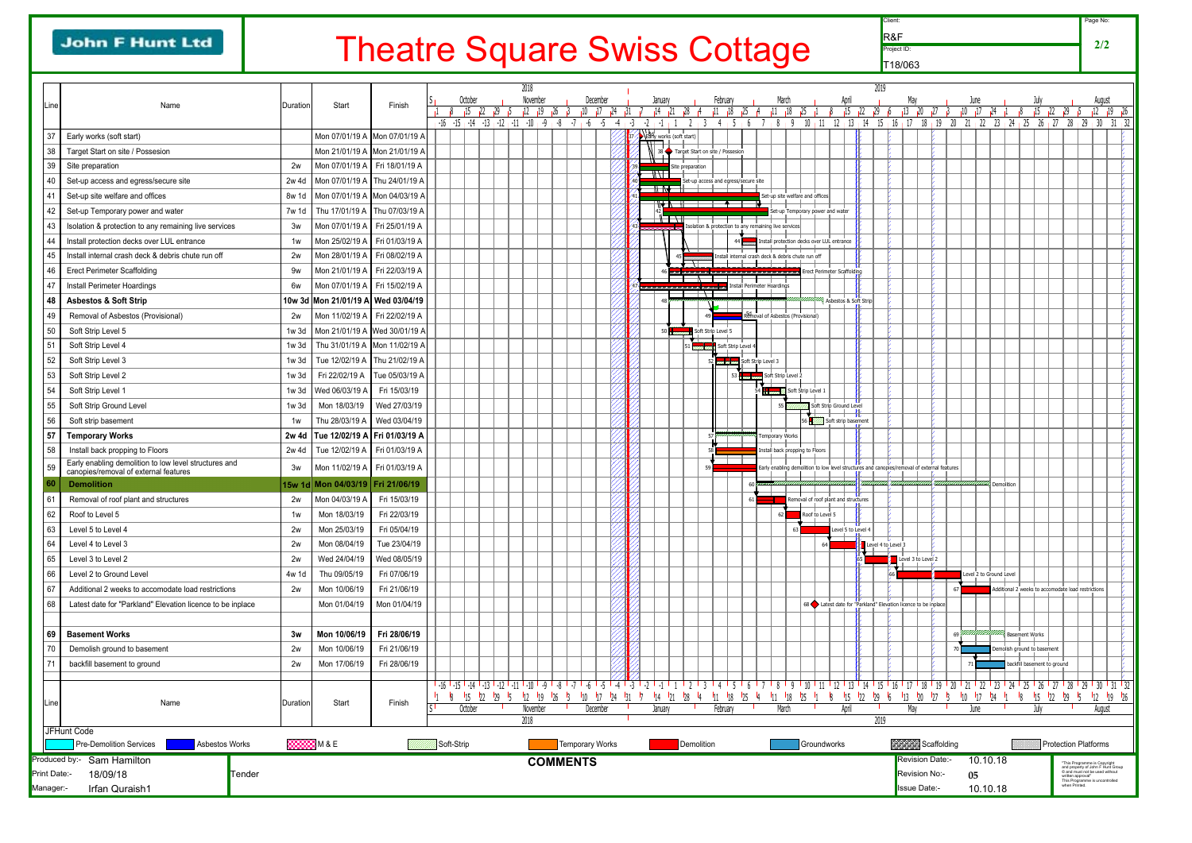# John F Hunt Ltd

# Theatre Square Swiss Cottage

Client: R&F

Project ID: T18/063

Page No: 2/2

| Line | Name | Duration | Start | Finish |
|---|---|---|---|---|
| 37 | Early works (soft start) | | Mon 07/01/19 A | Mon 07/01/19 A |
| 38 | Target Start on site / Possesion | | Mon 21/01/19 A | Mon 21/01/19 A |
| 39 | Site preparation | 2w | Mon 07/01/19 A | Fri 18/01/19 A |
| 40 | Set-up access and egress/secure site | 2w 4d | Mon 07/01/19 A | Thu 24/01/19 A |
| 41 | Set-up site welfare and offices | 8w 1d | Mon 07/01/19 A | Mon 04/03/19 A |
| 42 | Set-up Temporary power and water | 7w 1d | Thu 17/01/19 A | Thu 07/03/19 A |
| 43 | Isolation & protection to any remaining live services | 3w | Mon 07/01/19 A | Fri 25/01/19 A |
| 44 | Install protection decks over LUL entrance | 1w | Mon 25/02/19 A | Fri 01/03/19 A |
| 45 | Install internal crash deck & debris chute run off | 2w | Mon 28/01/19 A | Fri 08/02/19 A |
| 46 | Erect Perimeter Scaffolding | 9w | Mon 21/01/19 A | Fri 22/03/19 A |
| 47 | Install Perimeter Hoardings | 6w | Mon 07/01/19 A | Fri 15/02/19 A |
| **48** | **Asbestos & Soft Strip** | **10w 3d** | **Mon 21/01/19 A** | **Wed 03/04/19** |
| 49 | Removal of Asbestos (Provisional) | 2w | Mon 11/02/19 A | Fri 22/02/19 A |
| 50 | Soft Strip Level 5 | 1w 3d | Mon 21/01/19 A | Wed 30/01/19 A |
| 51 | Soft Strip Level 4 | 1w 3d | Thu 31/01/19 A | Mon 11/02/19 A |
| 52 | Soft Strip Level 3 | 1w 3d | Tue 12/02/19 A | Thu 21/02/19 A |
| 53 | Soft Strip Level 2 | 1w 3d | Fri 22/02/19 A | Tue 05/03/19 A |
| 54 | Soft Strip Level 1 | 1w 3d | Wed 06/03/19 A | Fri 15/03/19 |
| 55 | Soft Strip Ground Level | 1w 3d | Mon 18/03/19 | Wed 27/03/19 |
| 56 | Soft strip basement | 1w | Thu 28/03/19 A | Wed 03/04/19 |
| **57** | **Temporary Works** | **2w 4d** | **Tue 12/02/19 A** | **Fri 01/03/19 A** |
| 58 | Install back propping to Floors | 2w 4d | Tue 12/02/19 A | Fri 01/03/19 A |
| 59 | Early enabling demolition to low level structures and canopies/removal of external features | 3w | Mon 11/02/19 A | Fri 01/03/19 A |
| **60** | **Demolition** | **15w 1d** | **Mon 04/03/19** | **Fri 21/06/19** |
| 61 | Removal of roof plant and structures | 2w | Mon 04/03/19 A | Fri 15/03/19 |
| 62 | Roof to Level 5 | 1w | Mon 18/03/19 | Fri 22/03/19 |
| 63 | Level 5 to Level 4 | 2w | Mon 25/03/19 | Fri 05/04/19 |
| 64 | Level 4 to Level 3 | 2w | Mon 08/04/19 | Tue 23/04/19 |
| 65 | Level 3 to Level 2 | 2w | Wed 24/04/19 | Wed 08/05/19 |
| 66 | Level 2 to Ground Level | 4w 1d | Thu 09/05/19 | Fri 07/06/19 |
| 67 | Additional 2 weeks to accomodate load restrictions | 2w | Mon 10/06/19 | Fri 21/06/19 |
| 68 | Latest date for "Parkland" Elevation licence to be inplace | | Mon 01/04/19 | Mon 01/04/19 |
| **69** | **Basement Works** | **3w** | **Mon 10/06/19** | **Fri 28/06/19** |
| 70 | Demolish ground to basement | 2w | Mon 10/06/19 | Fri 21/06/19 |
| 71 | backfill basement to ground | 2w | Mon 17/06/19 | Fri 28/06/19 |

JFHunt Code: Pre-Demolition Services, Asbestos Works, M & E, Soft-Strip, Temporary Works, Demolition, Groundworks, Scaffolding, Protection Platforms

Produced by:- Sam Hamilton
Print Date:- 18/09/18 Tender
Manager:- Irfan Quraish1

**COMMENTS**

Revision Date:- 10.10.18
Revision No:- 05
Issue Date:- 10.10.18

"This Programme is Copyright and property of John F Hunt Group © and must not be used without written approval" This Programme is uncontrolled when Printed.